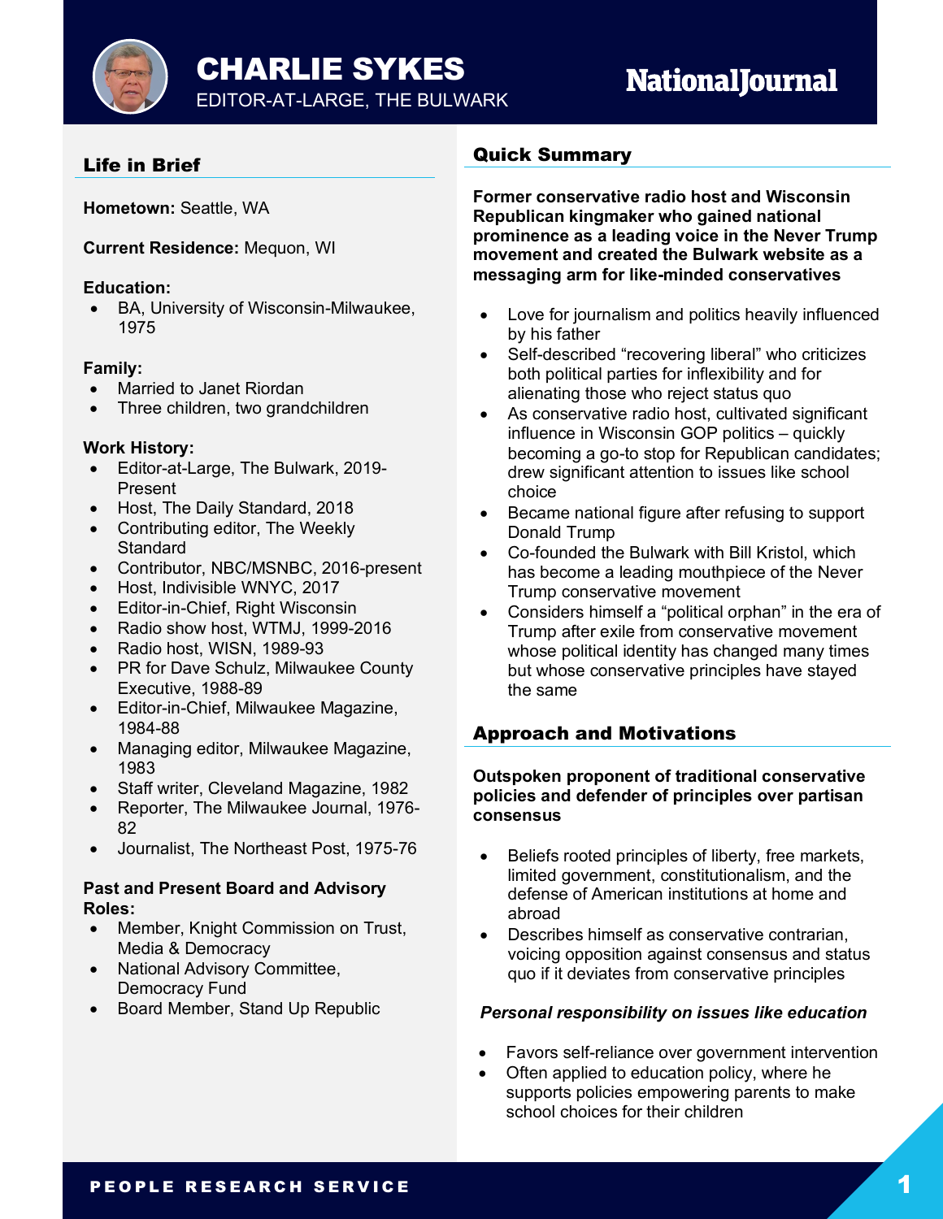# CHARLIE SYKES

EDITOR-AT-LARGE, THE BULWARK

NationalJournal

## Life in Brief

**Hometown:** Seattle, WA

**Current Residence:** Mequon, WI

**Education:**

- BA, University of Wisconsin-Milwaukee, 1975

**Family:**

- Married to Janet Riordan
- Three children, two grandchildren

**Work History:**

- Editor-at-Large, The Bulwark, 2019-Present
- Host, The Daily Standard, 2018
- Contributing editor, The Weekly Standard
- Contributor, NBC/MSNBC, 2016-present
- Host, Indivisible WNYC, 2017
- Editor-in-Chief, Right Wisconsin
- Radio show host, WTMJ, 1999-2016
- Radio host, WISN, 1989-93
- PR for Dave Schulz, Milwaukee County Executive, 1988-89
- Editor-in-Chief, Milwaukee Magazine, 1984-88
- Managing editor, Milwaukee Magazine, 1983
- Staff writer, Cleveland Magazine, 1982
- Reporter, The Milwaukee Journal, 1976-82
- Journalist, The Northeast Post, 1975-76

**Past and Present Board and Advisory Roles:**

- Member, Knight Commission on Trust, Media & Democracy
- National Advisory Committee, Democracy Fund
- Board Member, Stand Up Republic

## Quick Summary

**Former conservative radio host and Wisconsin Republican kingmaker who gained national prominence as a leading voice in the Never Trump movement and created the Bulwark website as a messaging arm for like-minded conservatives**

- Love for journalism and politics heavily influenced by his father
- Self-described "recovering liberal" who criticizes both political parties for inflexibility and for alienating those who reject status quo
- As conservative radio host, cultivated significant influence in Wisconsin GOP politics – quickly becoming a go-to stop for Republican candidates; drew significant attention to issues like school choice
- Became national figure after refusing to support Donald Trump
- Co-founded the Bulwark with Bill Kristol, which has become a leading mouthpiece of the Never Trump conservative movement
- Considers himself a "political orphan" in the era of Trump after exile from conservative movement whose political identity has changed many times but whose conservative principles have stayed the same

## Approach and Motivations

**Outspoken proponent of traditional conservative policies and defender of principles over partisan consensus**

- Beliefs rooted principles of liberty, free markets, limited government, constitutionalism, and the defense of American institutions at home and abroad
- Describes himself as conservative contrarian, voicing opposition against consensus and status quo if it deviates from conservative principles

***Personal responsibility on issues like education***

- Favors self-reliance over government intervention
- Often applied to education policy, where he supports policies empowering parents to make school choices for their children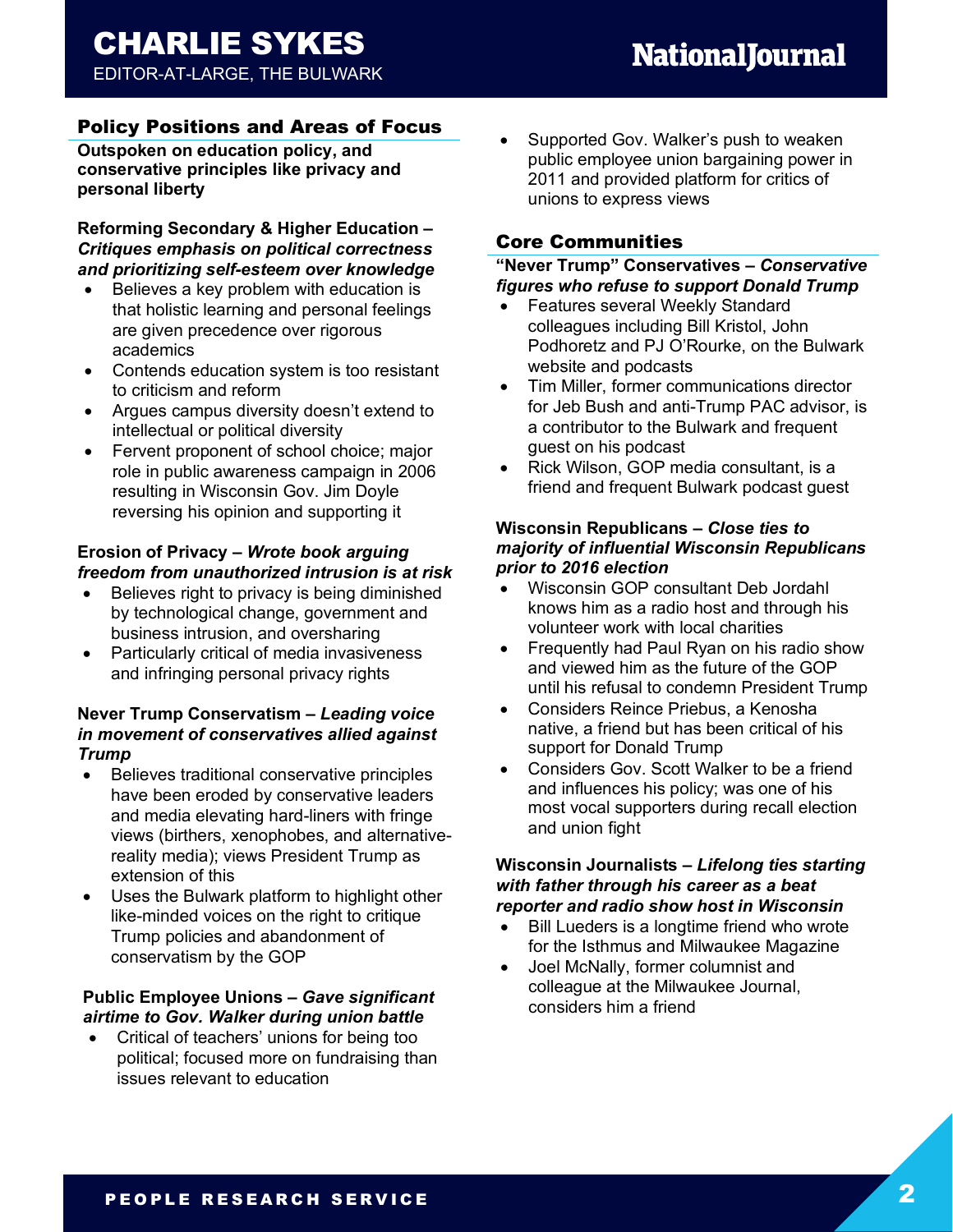# CHARLIE SYKES

EDITOR-AT-LARGE, THE BULWARK

## Policy Positions and Areas of Focus

**Outspoken on education policy, and conservative principles like privacy and personal liberty**

**Reforming Secondary & Higher Education –** ***Critiques emphasis on political correctness and prioritizing self-esteem over knowledge***

- Believes a key problem with education is that holistic learning and personal feelings are given precedence over rigorous academics
- Contends education system is too resistant to criticism and reform
- Argues campus diversity doesn't extend to intellectual or political diversity
- Fervent proponent of school choice; major role in public awareness campaign in 2006 resulting in Wisconsin Gov. Jim Doyle reversing his opinion and supporting it

**Erosion of Privacy –** ***Wrote book arguing freedom from unauthorized intrusion is at risk***

- Believes right to privacy is being diminished by technological change, government and business intrusion, and oversharing
- Particularly critical of media invasiveness and infringing personal privacy rights

**Never Trump Conservatism –** ***Leading voice in movement of conservatives allied against Trump***

- Believes traditional conservative principles have been eroded by conservative leaders and media elevating hard-liners with fringe views (birthers, xenophobes, and alternative-reality media); views President Trump as extension of this
- Uses the Bulwark platform to highlight other like-minded voices on the right to critique Trump policies and abandonment of conservatism by the GOP

**Public Employee Unions –** ***Gave significant airtime to Gov. Walker during union battle***

- Critical of teachers' unions for being too political; focused more on fundraising than issues relevant to education
- Supported Gov. Walker's push to weaken public employee union bargaining power in 2011 and provided platform for critics of unions to express views

## Core Communities

**"Never Trump" Conservatives –** ***Conservative figures who refuse to support Donald Trump***

- Features several Weekly Standard colleagues including Bill Kristol, John Podhoretz and PJ O'Rourke, on the Bulwark website and podcasts
- Tim Miller, former communications director for Jeb Bush and anti-Trump PAC advisor, is a contributor to the Bulwark and frequent guest on his podcast
- Rick Wilson, GOP media consultant, is a friend and frequent Bulwark podcast guest

**Wisconsin Republicans –** ***Close ties to majority of influential Wisconsin Republicans prior to 2016 election***

- Wisconsin GOP consultant Deb Jordahl knows him as a radio host and through his volunteer work with local charities
- Frequently had Paul Ryan on his radio show and viewed him as the future of the GOP until his refusal to condemn President Trump
- Considers Reince Priebus, a Kenosha native, a friend but has been critical of his support for Donald Trump
- Considers Gov. Scott Walker to be a friend and influences his policy; was one of his most vocal supporters during recall election and union fight

**Wisconsin Journalists –** ***Lifelong ties starting with father through his career as a beat reporter and radio show host in Wisconsin***

- Bill Lueders is a longtime friend who wrote for the Isthmus and Milwaukee Magazine
- Joel McNally, former columnist and colleague at the Milwaukee Journal, considers him a friend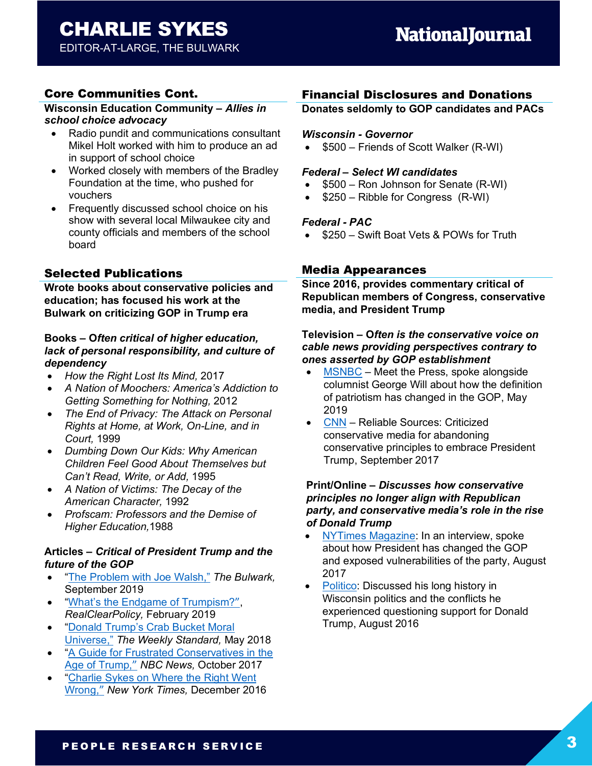# CHARLIE SYKES

EDITOR-AT-LARGE, THE BULWARK

## Core Communities Cont.

**Wisconsin Education Community –** ***Allies in school choice advocacy***

- Radio pundit and communications consultant Mikel Holt worked with him to produce an ad in support of school choice
- Worked closely with members of the Bradley Foundation at the time, who pushed for vouchers
- Frequently discussed school choice on his show with several local Milwaukee city and county officials and members of the school board

## Selected Publications

**Wrote books about conservative policies and education; has focused his work at the Bulwark on criticizing GOP in Trump era**

**Books –** ***Often critical of higher education, lack of personal responsibility, and culture of dependency***

- *How the Right Lost Its Mind,* 2017
- *A Nation of Moochers: America's Addiction to Getting Something for Nothing,* 2012
- *The End of Privacy: The Attack on Personal Rights at Home, at Work, On-Line, and in Court,* 1999
- *Dumbing Down Our Kids: Why American Children Feel Good About Themselves but Can't Read, Write, or Add,* 1995
- *A Nation of Victims: The Decay of the American Character,* 1992
- *Profscam: Professors and the Demise of Higher Education,*1988

**Articles –** ***Critical of President Trump and the future of the GOP***

- "The Problem with Joe Walsh," *The Bulwark,* September 2019
- "What's the Endgame of Trumpism?", *RealClearPolicy,* February 2019
- "Donald Trump's Crab Bucket Moral Universe," *The Weekly Standard,* May 2018
- "A Guide for Frustrated Conservatives in the Age of Trump," *NBC News,* October 2017
- "Charlie Sykes on Where the Right Went Wrong," *New York Times,* December 2016

## Financial Disclosures and Donations

**Donates seldomly to GOP candidates and PACs**

***Wisconsin - Governor***

- $500 – Friends of Scott Walker (R-WI)

***Federal – Select WI candidates***

- $500 – Ron Johnson for Senate (R-WI)
- $250 – Ribble for Congress (R-WI)

***Federal - PAC***

- $250 – Swift Boat Vets & POWs for Truth

## Media Appearances

**Since 2016, provides commentary critical of Republican members of Congress, conservative media, and President Trump**

**Television –** ***Often is the conservative voice on cable news providing perspectives contrary to ones asserted by GOP establishment***

- MSNBC – Meet the Press, spoke alongside columnist George Will about how the definition of patriotism has changed in the GOP, May 2019
- CNN – Reliable Sources: Criticized conservative media for abandoning conservative principles to embrace President Trump, September 2017

**Print/Online –** ***Discusses how conservative principles no longer align with Republican party, and conservative media's role in the rise of Donald Trump***

- NYTimes Magazine: In an interview, spoke about how President has changed the GOP and exposed vulnerabilities of the party, August 2017
- Politico: Discussed his long history in Wisconsin politics and the conflicts he experienced questioning support for Donald Trump, August 2016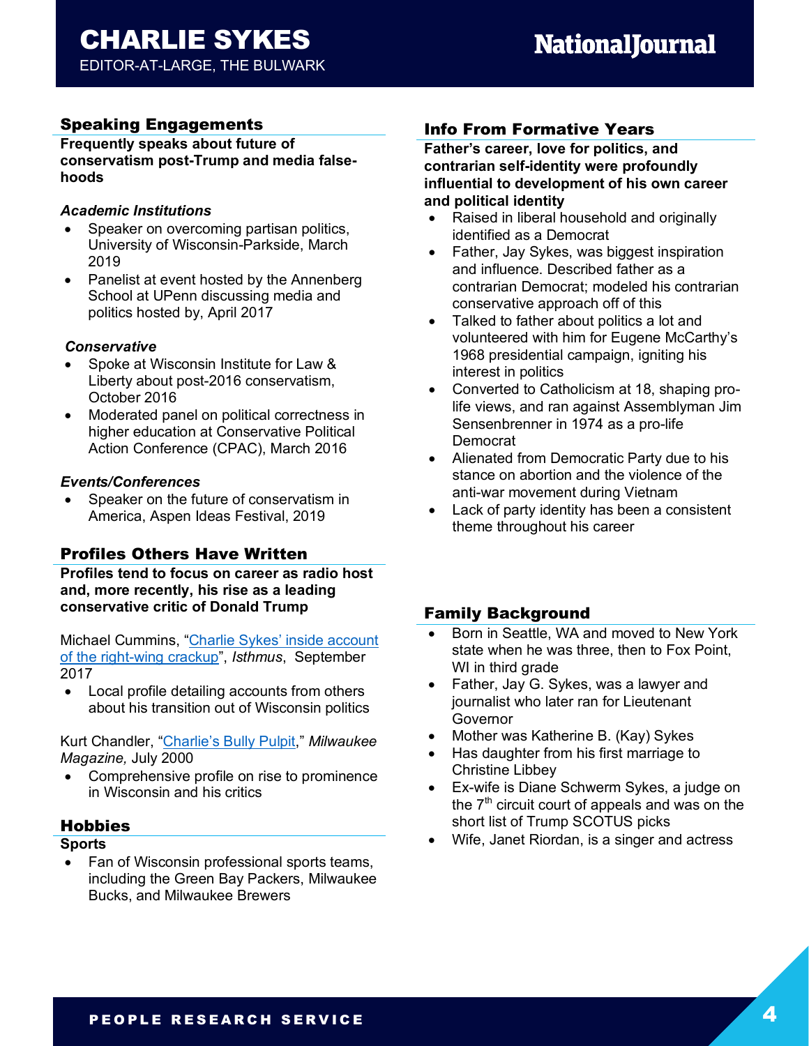# CHARLIE SYKES

EDITOR-AT-LARGE, THE BULWARK

## Speaking Engagements

**Frequently speaks about future of conservatism post-Trump and media false-hoods**

*Academic Institutions*

- Speaker on overcoming partisan politics, University of Wisconsin-Parkside, March 2019
- Panelist at event hosted by the Annenberg School at UPenn discussing media and politics hosted by, April 2017

*Conservative*

- Spoke at Wisconsin Institute for Law & Liberty about post-2016 conservatism, October 2016
- Moderated panel on political correctness in higher education at Conservative Political Action Conference (CPAC), March 2016

*Events/Conferences*

- Speaker on the future of conservatism in America, Aspen Ideas Festival, 2019

## Profiles Others Have Written

**Profiles tend to focus on career as radio host and, more recently, his rise as a leading conservative critic of Donald Trump**

Michael Cummins, "Charlie Sykes' inside account of the right-wing crackup", *Isthmus*, September 2017

- Local profile detailing accounts from others about his transition out of Wisconsin politics

Kurt Chandler, "Charlie's Bully Pulpit," *Milwaukee Magazine,* July 2000

- Comprehensive profile on rise to prominence in Wisconsin and his critics

## Hobbies

**Sports**

- Fan of Wisconsin professional sports teams, including the Green Bay Packers, Milwaukee Bucks, and Milwaukee Brewers

## Info From Formative Years

**Father's career, love for politics, and contrarian self-identity were profoundly influential to development of his own career and political identity**

- Raised in liberal household and originally identified as a Democrat
- Father, Jay Sykes, was biggest inspiration and influence. Described father as a contrarian Democrat; modeled his contrarian conservative approach off of this
- Talked to father about politics a lot and volunteered with him for Eugene McCarthy's 1968 presidential campaign, igniting his interest in politics
- Converted to Catholicism at 18, shaping pro-life views, and ran against Assemblyman Jim Sensenbrenner in 1974 as a pro-life Democrat
- Alienated from Democratic Party due to his stance on abortion and the violence of the anti-war movement during Vietnam
- Lack of party identity has been a consistent theme throughout his career

## Family Background

- Born in Seattle, WA and moved to New York state when he was three, then to Fox Point, WI in third grade
- Father, Jay G. Sykes, was a lawyer and journalist who later ran for Lieutenant Governor
- Mother was Katherine B. (Kay) Sykes
- Has daughter from his first marriage to Christine Libbey
- Ex-wife is Diane Schwerm Sykes, a judge on the 7th circuit court of appeals and was on the short list of Trump SCOTUS picks
- Wife, Janet Riordan, is a singer and actress